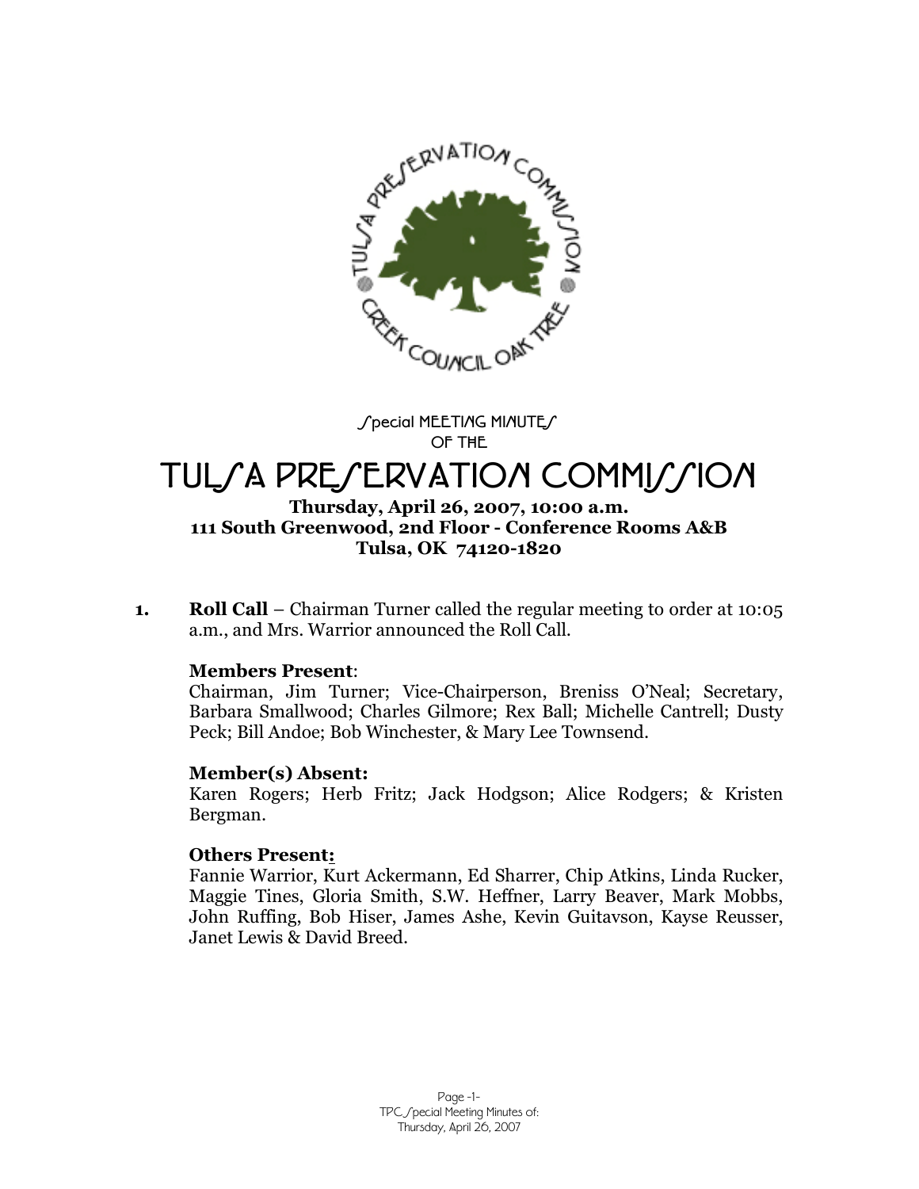Special MEETING MINUTES
OF THE

# TULSA PRESERVATION COMMISSION

**Thursday, April 26, 2007, 10:00 a.m.**
**111 South Greenwood, 2nd Floor - Conference Rooms A&B**
**Tulsa, OK 74120-1820**

1. **Roll Call** – Chairman Turner called the regular meeting to order at 10:05 a.m., and Mrs. Warrior announced the Roll Call.

   **Members Present**:
   Chairman, Jim Turner; Vice-Chairperson, Breniss O'Neal; Secretary, Barbara Smallwood; Charles Gilmore; Rex Ball; Michelle Cantrell; Dusty Peck; Bill Andoe; Bob Winchester, & Mary Lee Townsend.

   **Member(s) Absent:**
   Karen Rogers; Herb Fritz; Jack Hodgson; Alice Rodgers; & Kristen Bergman.

   **Others Present:**
   Fannie Warrior, Kurt Ackermann, Ed Sharrer, Chip Atkins, Linda Rucker, Maggie Tines, Gloria Smith, S.W. Heffner, Larry Beaver, Mark Mobbs, John Ruffing, Bob Hiser, James Ashe, Kevin Guitavson, Kayse Reusser, Janet Lewis & David Breed.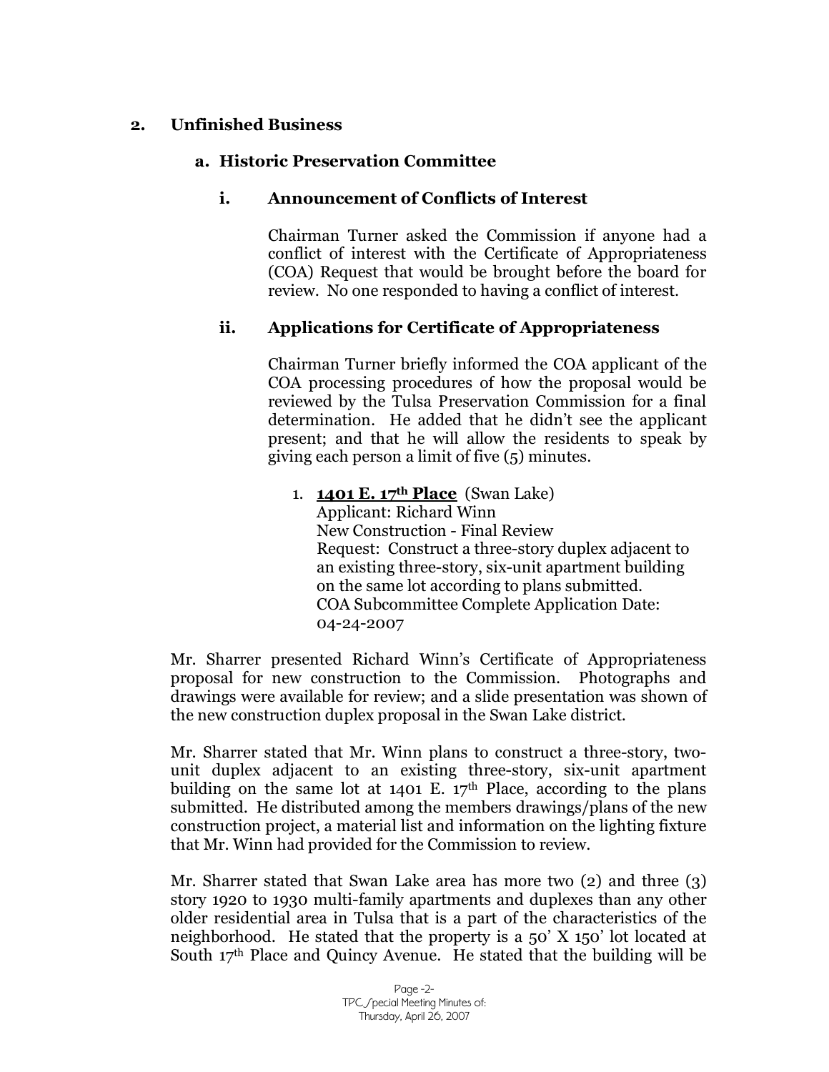## 2. Unfinished Business

### a. Historic Preservation Committee

#### i. Announcement of Conflicts of Interest

Chairman Turner asked the Commission if anyone had a conflict of interest with the Certificate of Appropriateness (COA) Request that would be brought before the board for review. No one responded to having a conflict of interest.

#### ii. Applications for Certificate of Appropriateness

Chairman Turner briefly informed the COA applicant of the COA processing procedures of how the proposal would be reviewed by the Tulsa Preservation Commission for a final determination. He added that he didn't see the applicant present; and that he will allow the residents to speak by giving each person a limit of five (5) minutes.

1. **1401 E. 17th Place** (Swan Lake)
   Applicant: Richard Winn
   New Construction - Final Review
   Request: Construct a three-story duplex adjacent to an existing three-story, six-unit apartment building on the same lot according to plans submitted.
   COA Subcommittee Complete Application Date: 04-24-2007

Mr. Sharrer presented Richard Winn's Certificate of Appropriateness proposal for new construction to the Commission. Photographs and drawings were available for review; and a slide presentation was shown of the new construction duplex proposal in the Swan Lake district.

Mr. Sharrer stated that Mr. Winn plans to construct a three-story, two-unit duplex adjacent to an existing three-story, six-unit apartment building on the same lot at 1401 E. 17th Place, according to the plans submitted. He distributed among the members drawings/plans of the new construction project, a material list and information on the lighting fixture that Mr. Winn had provided for the Commission to review.

Mr. Sharrer stated that Swan Lake area has more two (2) and three (3) story 1920 to 1930 multi-family apartments and duplexes than any other older residential area in Tulsa that is a part of the characteristics of the neighborhood. He stated that the property is a 50' X 150' lot located at South 17th Place and Quincy Avenue. He stated that the building will be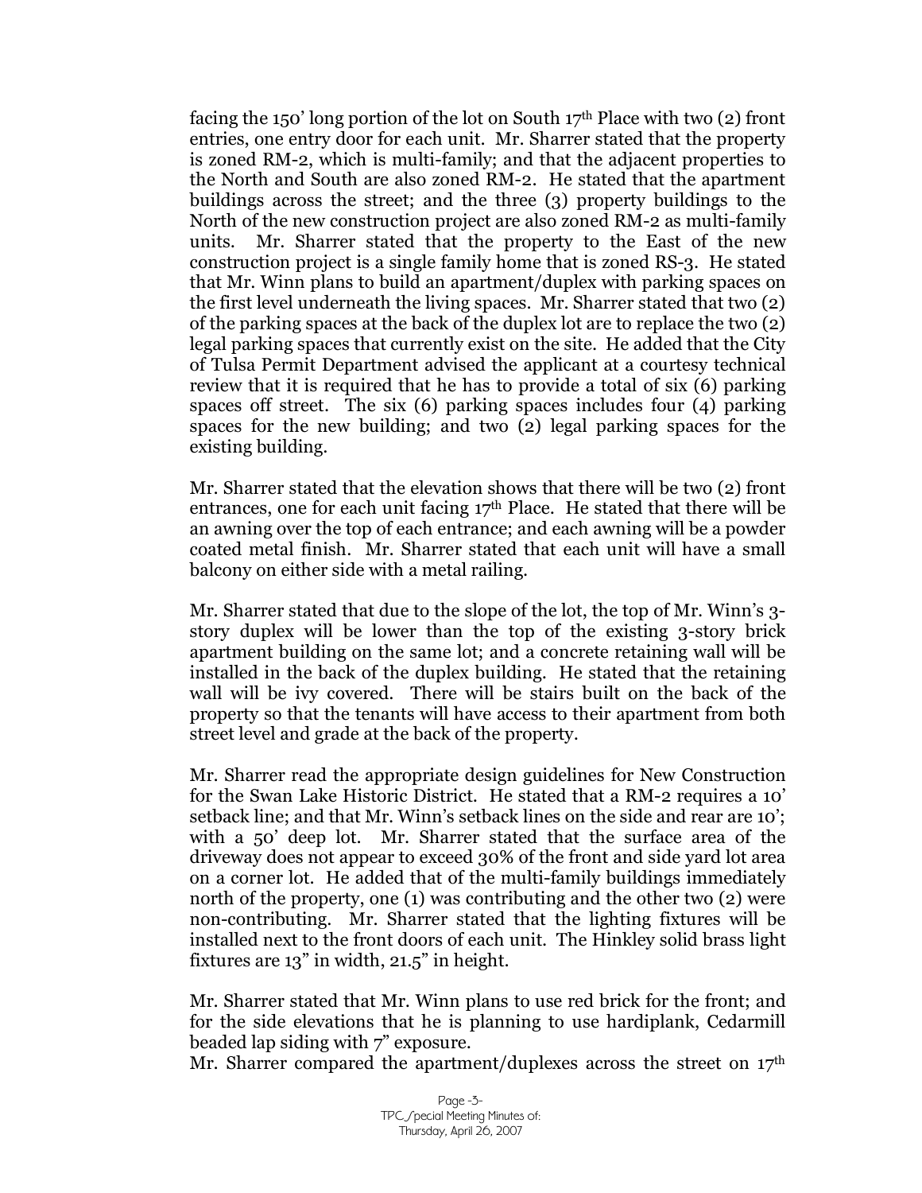facing the 150' long portion of the lot on South 17th Place with two (2) front entries, one entry door for each unit. Mr. Sharrer stated that the property is zoned RM-2, which is multi-family; and that the adjacent properties to the North and South are also zoned RM-2. He stated that the apartment buildings across the street; and the three (3) property buildings to the North of the new construction project are also zoned RM-2 as multi-family units. Mr. Sharrer stated that the property to the East of the new construction project is a single family home that is zoned RS-3. He stated that Mr. Winn plans to build an apartment/duplex with parking spaces on the first level underneath the living spaces. Mr. Sharrer stated that two (2) of the parking spaces at the back of the duplex lot are to replace the two (2) legal parking spaces that currently exist on the site. He added that the City of Tulsa Permit Department advised the applicant at a courtesy technical review that it is required that he has to provide a total of six (6) parking spaces off street. The six (6) parking spaces includes four (4) parking spaces for the new building; and two (2) legal parking spaces for the existing building.

Mr. Sharrer stated that the elevation shows that there will be two (2) front entrances, one for each unit facing 17th Place. He stated that there will be an awning over the top of each entrance; and each awning will be a powder coated metal finish. Mr. Sharrer stated that each unit will have a small balcony on either side with a metal railing.

Mr. Sharrer stated that due to the slope of the lot, the top of Mr. Winn's 3-story duplex will be lower than the top of the existing 3-story brick apartment building on the same lot; and a concrete retaining wall will be installed in the back of the duplex building. He stated that the retaining wall will be ivy covered. There will be stairs built on the back of the property so that the tenants will have access to their apartment from both street level and grade at the back of the property.

Mr. Sharrer read the appropriate design guidelines for New Construction for the Swan Lake Historic District. He stated that a RM-2 requires a 10' setback line; and that Mr. Winn's setback lines on the side and rear are 10'; with a 50' deep lot. Mr. Sharrer stated that the surface area of the driveway does not appear to exceed 30% of the front and side yard lot area on a corner lot. He added that of the multi-family buildings immediately north of the property, one (1) was contributing and the other two (2) were non-contributing. Mr. Sharrer stated that the lighting fixtures will be installed next to the front doors of each unit. The Hinkley solid brass light fixtures are 13" in width, 21.5" in height.

Mr. Sharrer stated that Mr. Winn plans to use red brick for the front; and for the side elevations that he is planning to use hardiplank, Cedarmill beaded lap siding with 7" exposure.
Mr. Sharrer compared the apartment/duplexes across the street on 17th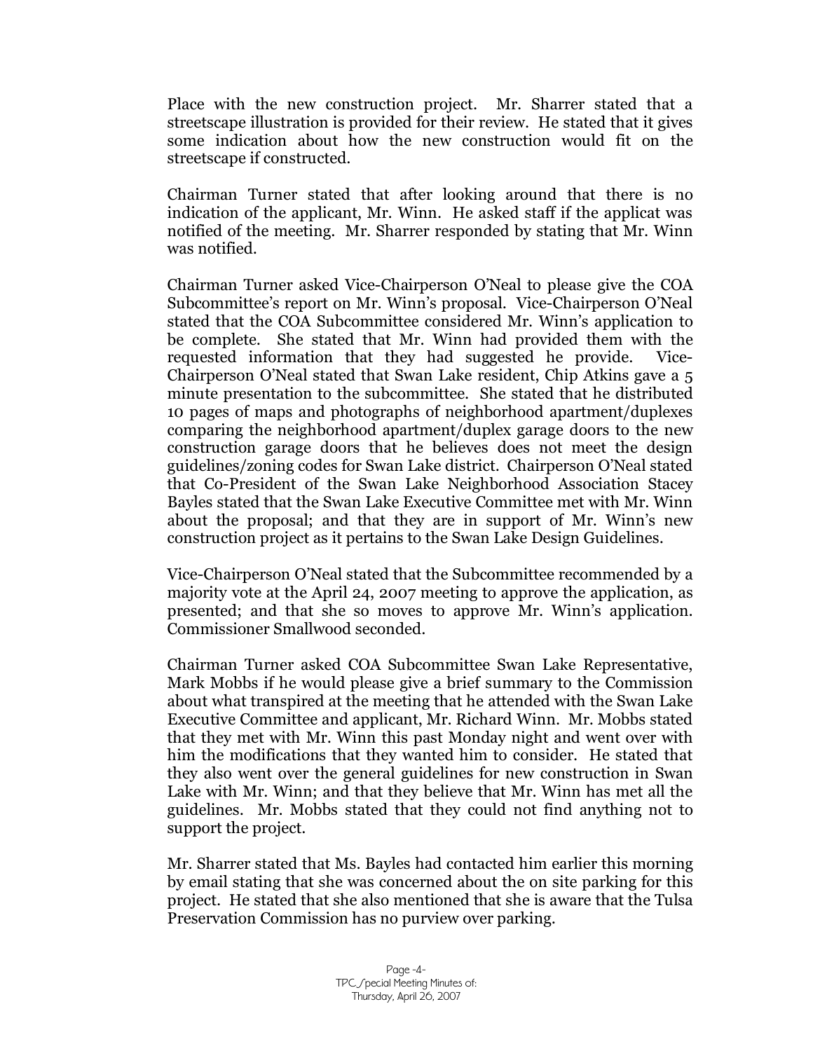Place with the new construction project. Mr. Sharrer stated that a streetscape illustration is provided for their review. He stated that it gives some indication about how the new construction would fit on the streetscape if constructed.

Chairman Turner stated that after looking around that there is no indication of the applicant, Mr. Winn. He asked staff if the applicat was notified of the meeting. Mr. Sharrer responded by stating that Mr. Winn was notified.

Chairman Turner asked Vice-Chairperson O'Neal to please give the COA Subcommittee's report on Mr. Winn's proposal. Vice-Chairperson O'Neal stated that the COA Subcommittee considered Mr. Winn's application to be complete. She stated that Mr. Winn had provided them with the requested information that they had suggested he provide. Vice-Chairperson O'Neal stated that Swan Lake resident, Chip Atkins gave a 5 minute presentation to the subcommittee. She stated that he distributed 10 pages of maps and photographs of neighborhood apartment/duplexes comparing the neighborhood apartment/duplex garage doors to the new construction garage doors that he believes does not meet the design guidelines/zoning codes for Swan Lake district. Chairperson O'Neal stated that Co-President of the Swan Lake Neighborhood Association Stacey Bayles stated that the Swan Lake Executive Committee met with Mr. Winn about the proposal; and that they are in support of Mr. Winn's new construction project as it pertains to the Swan Lake Design Guidelines.

Vice-Chairperson O'Neal stated that the Subcommittee recommended by a majority vote at the April 24, 2007 meeting to approve the application, as presented; and that she so moves to approve Mr. Winn's application. Commissioner Smallwood seconded.

Chairman Turner asked COA Subcommittee Swan Lake Representative, Mark Mobbs if he would please give a brief summary to the Commission about what transpired at the meeting that he attended with the Swan Lake Executive Committee and applicant, Mr. Richard Winn. Mr. Mobbs stated that they met with Mr. Winn this past Monday night and went over with him the modifications that they wanted him to consider. He stated that they also went over the general guidelines for new construction in Swan Lake with Mr. Winn; and that they believe that Mr. Winn has met all the guidelines. Mr. Mobbs stated that they could not find anything not to support the project.

Mr. Sharrer stated that Ms. Bayles had contacted him earlier this morning by email stating that she was concerned about the on site parking for this project. He stated that she also mentioned that she is aware that the Tulsa Preservation Commission has no purview over parking.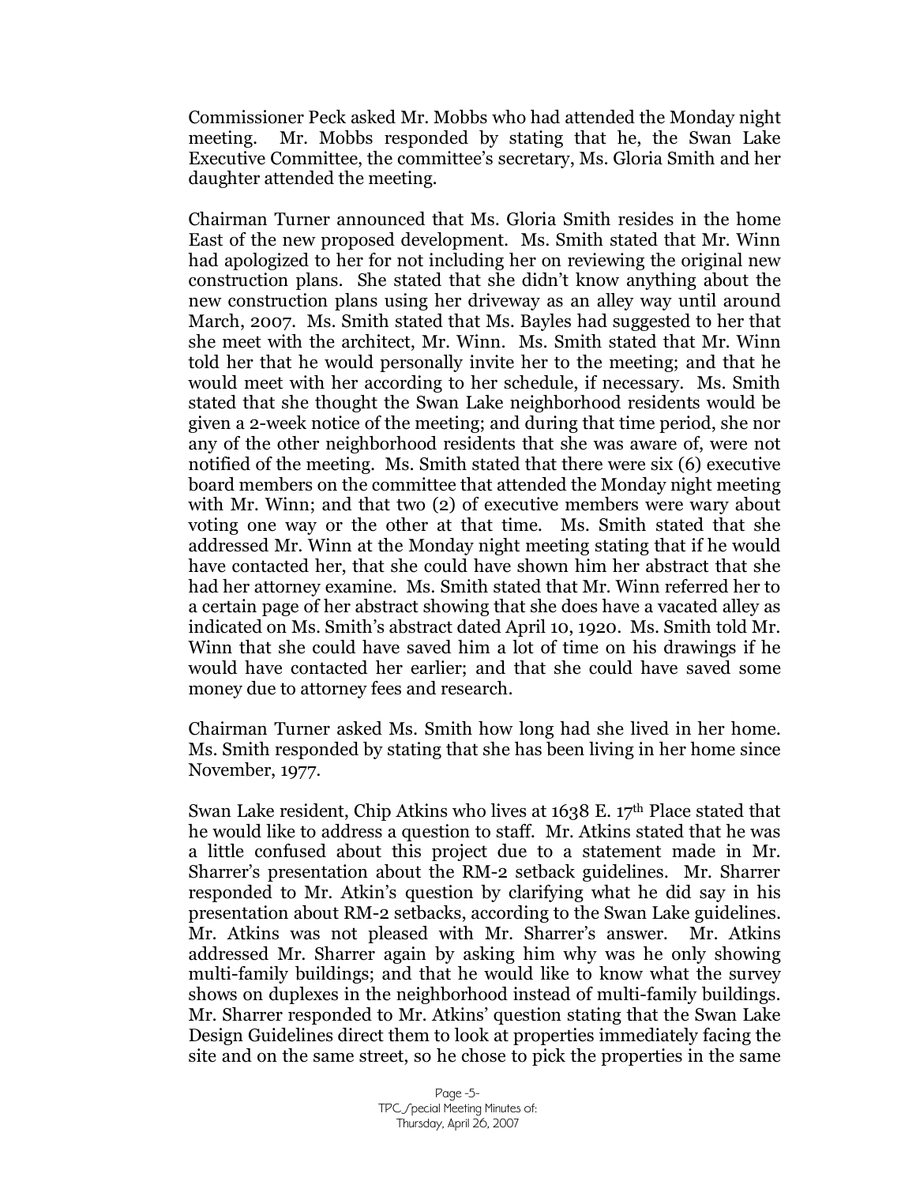Commissioner Peck asked Mr. Mobbs who had attended the Monday night meeting. Mr. Mobbs responded by stating that he, the Swan Lake Executive Committee, the committee's secretary, Ms. Gloria Smith and her daughter attended the meeting.

Chairman Turner announced that Ms. Gloria Smith resides in the home East of the new proposed development. Ms. Smith stated that Mr. Winn had apologized to her for not including her on reviewing the original new construction plans. She stated that she didn't know anything about the new construction plans using her driveway as an alley way until around March, 2007. Ms. Smith stated that Ms. Bayles had suggested to her that she meet with the architect, Mr. Winn. Ms. Smith stated that Mr. Winn told her that he would personally invite her to the meeting; and that he would meet with her according to her schedule, if necessary. Ms. Smith stated that she thought the Swan Lake neighborhood residents would be given a 2-week notice of the meeting; and during that time period, she nor any of the other neighborhood residents that she was aware of, were not notified of the meeting. Ms. Smith stated that there were six (6) executive board members on the committee that attended the Monday night meeting with Mr. Winn; and that two (2) of executive members were wary about voting one way or the other at that time. Ms. Smith stated that she addressed Mr. Winn at the Monday night meeting stating that if he would have contacted her, that she could have shown him her abstract that she had her attorney examine. Ms. Smith stated that Mr. Winn referred her to a certain page of her abstract showing that she does have a vacated alley as indicated on Ms. Smith's abstract dated April 10, 1920. Ms. Smith told Mr. Winn that she could have saved him a lot of time on his drawings if he would have contacted her earlier; and that she could have saved some money due to attorney fees and research.

Chairman Turner asked Ms. Smith how long had she lived in her home. Ms. Smith responded by stating that she has been living in her home since November, 1977.

Swan Lake resident, Chip Atkins who lives at 1638 E. 17th Place stated that he would like to address a question to staff. Mr. Atkins stated that he was a little confused about this project due to a statement made in Mr. Sharrer's presentation about the RM-2 setback guidelines. Mr. Sharrer responded to Mr. Atkin's question by clarifying what he did say in his presentation about RM-2 setbacks, according to the Swan Lake guidelines. Mr. Atkins was not pleased with Mr. Sharrer's answer. Mr. Atkins addressed Mr. Sharrer again by asking him why was he only showing multi-family buildings; and that he would like to know what the survey shows on duplexes in the neighborhood instead of multi-family buildings. Mr. Sharrer responded to Mr. Atkins' question stating that the Swan Lake Design Guidelines direct them to look at properties immediately facing the site and on the same street, so he chose to pick the properties in the same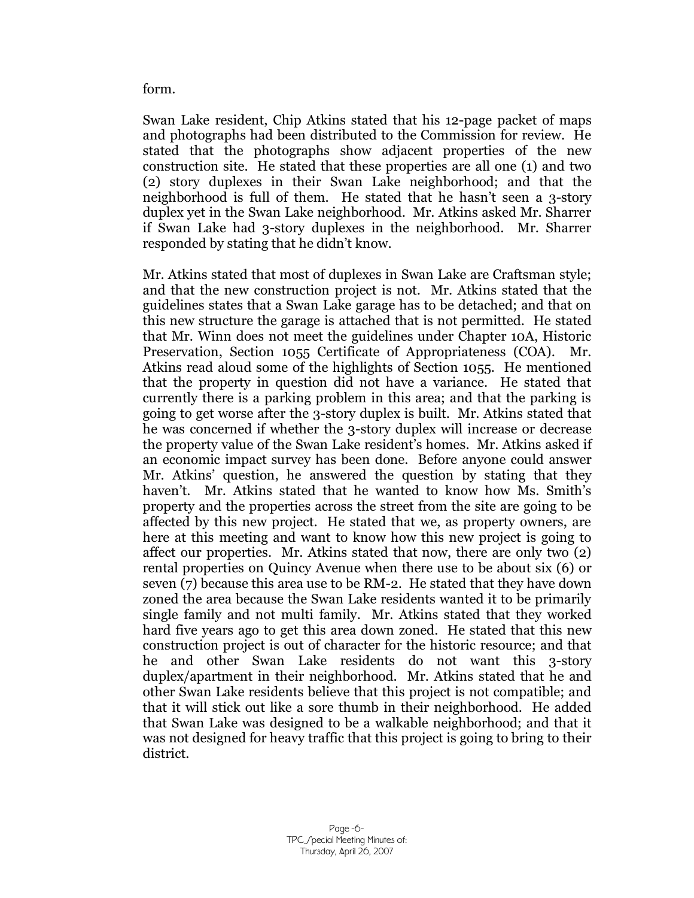form.

Swan Lake resident, Chip Atkins stated that his 12-page packet of maps and photographs had been distributed to the Commission for review. He stated that the photographs show adjacent properties of the new construction site. He stated that these properties are all one (1) and two (2) story duplexes in their Swan Lake neighborhood; and that the neighborhood is full of them. He stated that he hasn't seen a 3-story duplex yet in the Swan Lake neighborhood. Mr. Atkins asked Mr. Sharrer if Swan Lake had 3-story duplexes in the neighborhood. Mr. Sharrer responded by stating that he didn't know.

Mr. Atkins stated that most of duplexes in Swan Lake are Craftsman style; and that the new construction project is not. Mr. Atkins stated that the guidelines states that a Swan Lake garage has to be detached; and that on this new structure the garage is attached that is not permitted. He stated that Mr. Winn does not meet the guidelines under Chapter 10A, Historic Preservation, Section 1055 Certificate of Appropriateness (COA). Mr. Atkins read aloud some of the highlights of Section 1055. He mentioned that the property in question did not have a variance. He stated that currently there is a parking problem in this area; and that the parking is going to get worse after the 3-story duplex is built. Mr. Atkins stated that he was concerned if whether the 3-story duplex will increase or decrease the property value of the Swan Lake resident's homes. Mr. Atkins asked if an economic impact survey has been done. Before anyone could answer Mr. Atkins' question, he answered the question by stating that they haven't. Mr. Atkins stated that he wanted to know how Ms. Smith's property and the properties across the street from the site are going to be affected by this new project. He stated that we, as property owners, are here at this meeting and want to know how this new project is going to affect our properties. Mr. Atkins stated that now, there are only two (2) rental properties on Quincy Avenue when there use to be about six (6) or seven (7) because this area use to be RM-2. He stated that they have down zoned the area because the Swan Lake residents wanted it to be primarily single family and not multi family. Mr. Atkins stated that they worked hard five years ago to get this area down zoned. He stated that this new construction project is out of character for the historic resource; and that he and other Swan Lake residents do not want this 3-story duplex/apartment in their neighborhood. Mr. Atkins stated that he and other Swan Lake residents believe that this project is not compatible; and that it will stick out like a sore thumb in their neighborhood. He added that Swan Lake was designed to be a walkable neighborhood; and that it was not designed for heavy traffic that this project is going to bring to their district.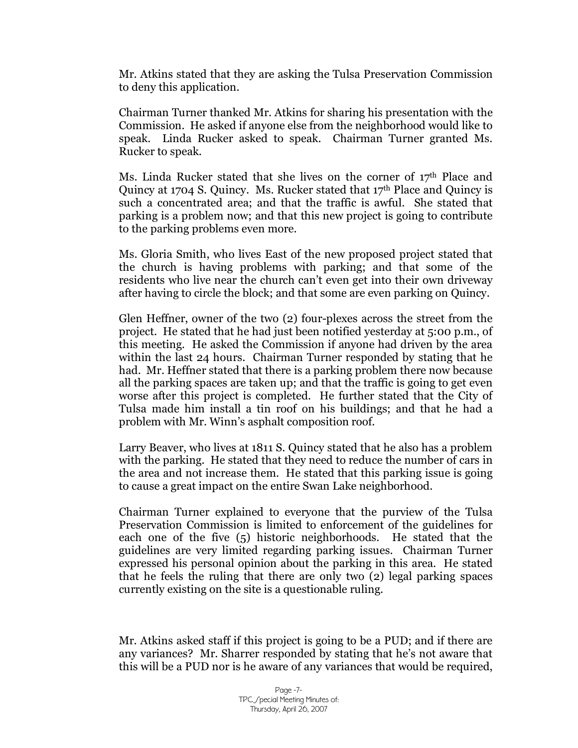Mr. Atkins stated that they are asking the Tulsa Preservation Commission to deny this application.

Chairman Turner thanked Mr. Atkins for sharing his presentation with the Commission. He asked if anyone else from the neighborhood would like to speak. Linda Rucker asked to speak. Chairman Turner granted Ms. Rucker to speak.

Ms. Linda Rucker stated that she lives on the corner of 17th Place and Quincy at 1704 S. Quincy. Ms. Rucker stated that 17th Place and Quincy is such a concentrated area; and that the traffic is awful. She stated that parking is a problem now; and that this new project is going to contribute to the parking problems even more.

Ms. Gloria Smith, who lives East of the new proposed project stated that the church is having problems with parking; and that some of the residents who live near the church can't even get into their own driveway after having to circle the block; and that some are even parking on Quincy.

Glen Heffner, owner of the two (2) four-plexes across the street from the project. He stated that he had just been notified yesterday at 5:00 p.m., of this meeting. He asked the Commission if anyone had driven by the area within the last 24 hours. Chairman Turner responded by stating that he had. Mr. Heffner stated that there is a parking problem there now because all the parking spaces are taken up; and that the traffic is going to get even worse after this project is completed. He further stated that the City of Tulsa made him install a tin roof on his buildings; and that he had a problem with Mr. Winn's asphalt composition roof.

Larry Beaver, who lives at 1811 S. Quincy stated that he also has a problem with the parking. He stated that they need to reduce the number of cars in the area and not increase them. He stated that this parking issue is going to cause a great impact on the entire Swan Lake neighborhood.

Chairman Turner explained to everyone that the purview of the Tulsa Preservation Commission is limited to enforcement of the guidelines for each one of the five (5) historic neighborhoods. He stated that the guidelines are very limited regarding parking issues. Chairman Turner expressed his personal opinion about the parking in this area. He stated that he feels the ruling that there are only two (2) legal parking spaces currently existing on the site is a questionable ruling.

Mr. Atkins asked staff if this project is going to be a PUD; and if there are any variances? Mr. Sharrer responded by stating that he's not aware that this will be a PUD nor is he aware of any variances that would be required,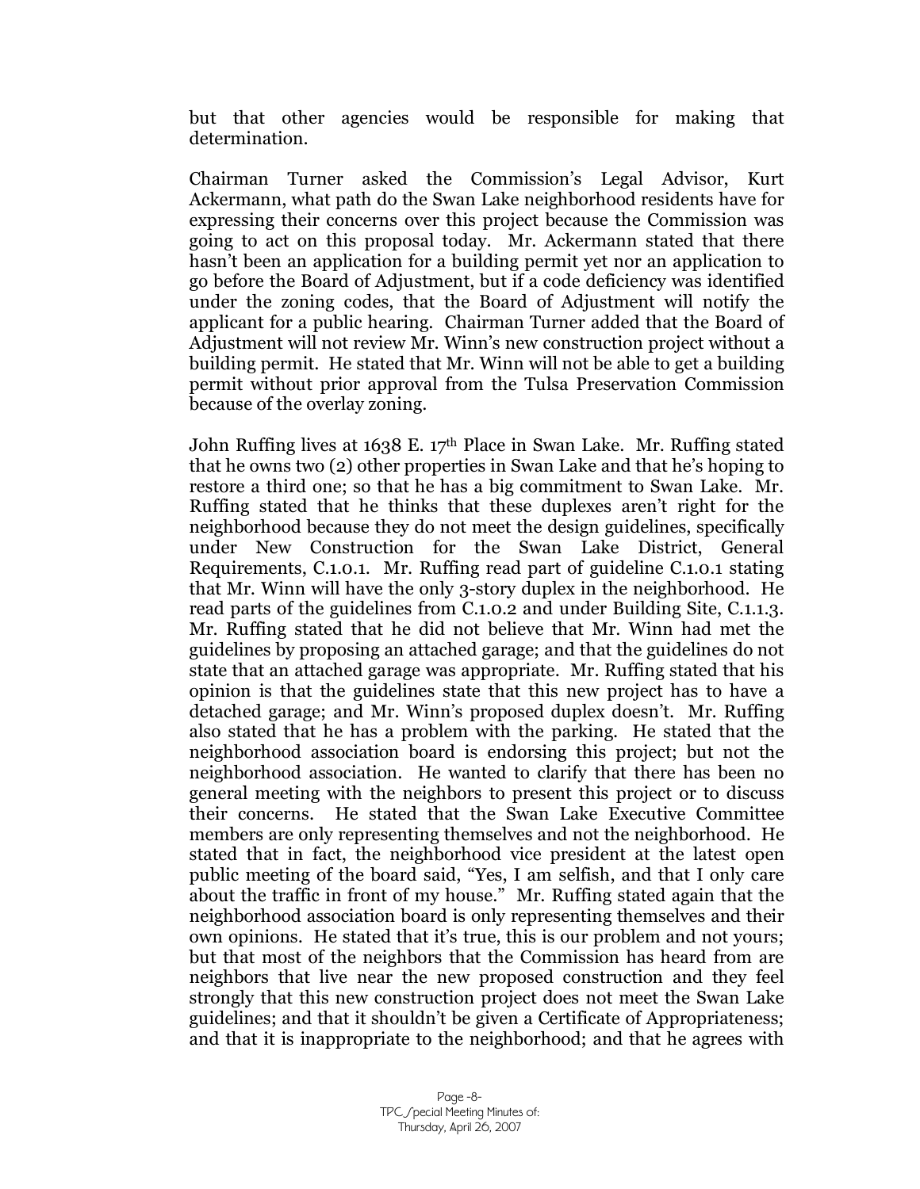but that other agencies would be responsible for making that determination.

Chairman Turner asked the Commission's Legal Advisor, Kurt Ackermann, what path do the Swan Lake neighborhood residents have for expressing their concerns over this project because the Commission was going to act on this proposal today. Mr. Ackermann stated that there hasn't been an application for a building permit yet nor an application to go before the Board of Adjustment, but if a code deficiency was identified under the zoning codes, that the Board of Adjustment will notify the applicant for a public hearing. Chairman Turner added that the Board of Adjustment will not review Mr. Winn's new construction project without a building permit. He stated that Mr. Winn will not be able to get a building permit without prior approval from the Tulsa Preservation Commission because of the overlay zoning.

John Ruffing lives at 1638 E. 17th Place in Swan Lake. Mr. Ruffing stated that he owns two (2) other properties in Swan Lake and that he's hoping to restore a third one; so that he has a big commitment to Swan Lake. Mr. Ruffing stated that he thinks that these duplexes aren't right for the neighborhood because they do not meet the design guidelines, specifically under New Construction for the Swan Lake District, General Requirements, C.1.0.1. Mr. Ruffing read part of guideline C.1.0.1 stating that Mr. Winn will have the only 3-story duplex in the neighborhood. He read parts of the guidelines from C.1.0.2 and under Building Site, C.1.1.3. Mr. Ruffing stated that he did not believe that Mr. Winn had met the guidelines by proposing an attached garage; and that the guidelines do not state that an attached garage was appropriate. Mr. Ruffing stated that his opinion is that the guidelines state that this new project has to have a detached garage; and Mr. Winn's proposed duplex doesn't. Mr. Ruffing also stated that he has a problem with the parking. He stated that the neighborhood association board is endorsing this project; but not the neighborhood association. He wanted to clarify that there has been no general meeting with the neighbors to present this project or to discuss their concerns. He stated that the Swan Lake Executive Committee members are only representing themselves and not the neighborhood. He stated that in fact, the neighborhood vice president at the latest open public meeting of the board said, "Yes, I am selfish, and that I only care about the traffic in front of my house." Mr. Ruffing stated again that the neighborhood association board is only representing themselves and their own opinions. He stated that it's true, this is our problem and not yours; but that most of the neighbors that the Commission has heard from are neighbors that live near the new proposed construction and they feel strongly that this new construction project does not meet the Swan Lake guidelines; and that it shouldn't be given a Certificate of Appropriateness; and that it is inappropriate to the neighborhood; and that he agrees with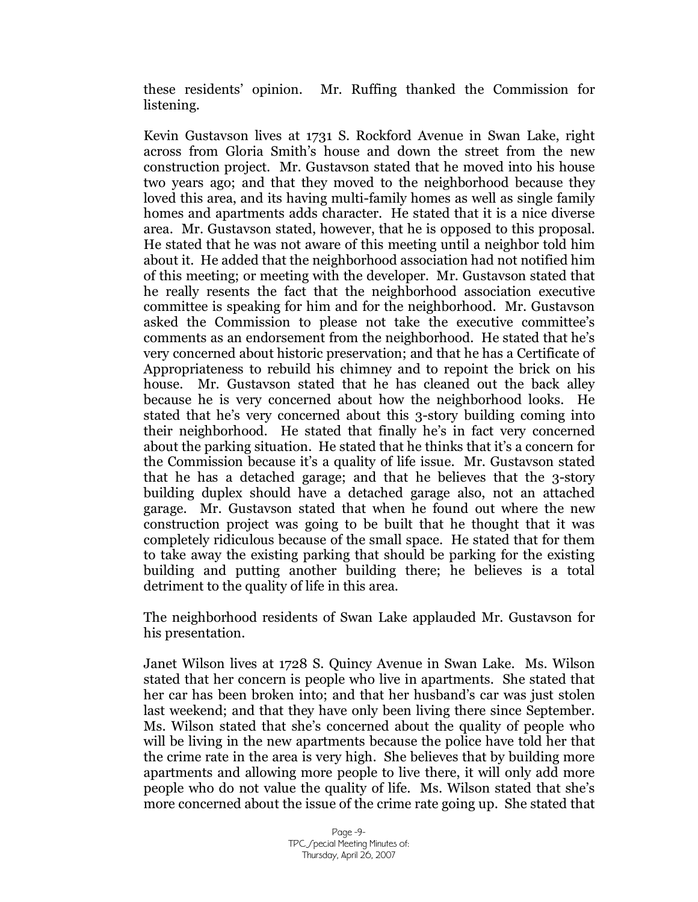these residents' opinion. Mr. Ruffing thanked the Commission for listening.

Kevin Gustavson lives at 1731 S. Rockford Avenue in Swan Lake, right across from Gloria Smith's house and down the street from the new construction project. Mr. Gustavson stated that he moved into his house two years ago; and that they moved to the neighborhood because they loved this area, and its having multi-family homes as well as single family homes and apartments adds character. He stated that it is a nice diverse area. Mr. Gustavson stated, however, that he is opposed to this proposal. He stated that he was not aware of this meeting until a neighbor told him about it. He added that the neighborhood association had not notified him of this meeting; or meeting with the developer. Mr. Gustavson stated that he really resents the fact that the neighborhood association executive committee is speaking for him and for the neighborhood. Mr. Gustavson asked the Commission to please not take the executive committee's comments as an endorsement from the neighborhood. He stated that he's very concerned about historic preservation; and that he has a Certificate of Appropriateness to rebuild his chimney and to repoint the brick on his house. Mr. Gustavson stated that he has cleaned out the back alley because he is very concerned about how the neighborhood looks. He stated that he's very concerned about this 3-story building coming into their neighborhood. He stated that finally he's in fact very concerned about the parking situation. He stated that he thinks that it's a concern for the Commission because it's a quality of life issue. Mr. Gustavson stated that he has a detached garage; and that he believes that the 3-story building duplex should have a detached garage also, not an attached garage. Mr. Gustavson stated that when he found out where the new construction project was going to be built that he thought that it was completely ridiculous because of the small space. He stated that for them to take away the existing parking that should be parking for the existing building and putting another building there; he believes is a total detriment to the quality of life in this area.

The neighborhood residents of Swan Lake applauded Mr. Gustavson for his presentation.

Janet Wilson lives at 1728 S. Quincy Avenue in Swan Lake. Ms. Wilson stated that her concern is people who live in apartments. She stated that her car has been broken into; and that her husband's car was just stolen last weekend; and that they have only been living there since September. Ms. Wilson stated that she's concerned about the quality of people who will be living in the new apartments because the police have told her that the crime rate in the area is very high. She believes that by building more apartments and allowing more people to live there, it will only add more people who do not value the quality of life. Ms. Wilson stated that she's more concerned about the issue of the crime rate going up. She stated that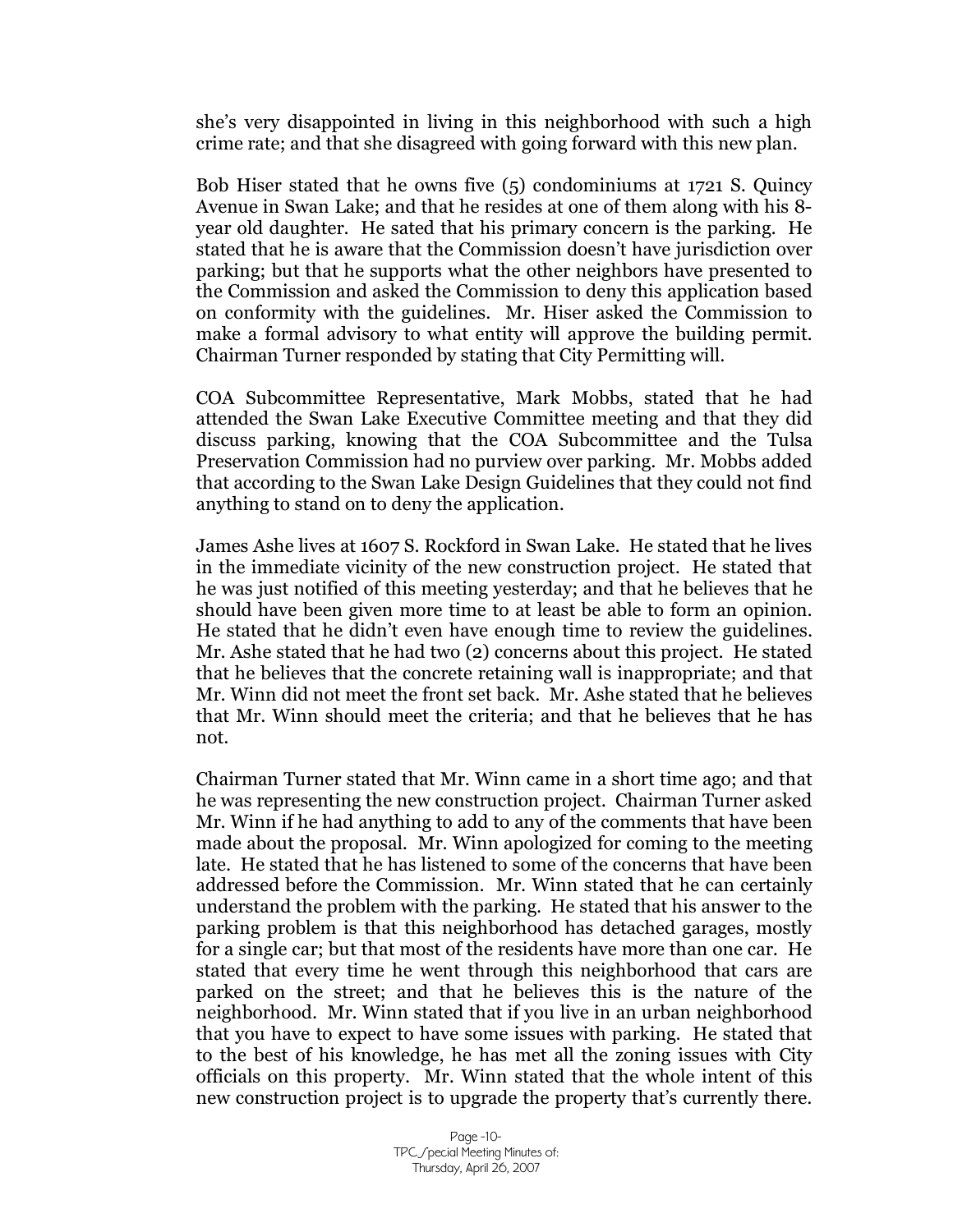she's very disappointed in living in this neighborhood with such a high crime rate; and that she disagreed with going forward with this new plan.

Bob Hiser stated that he owns five (5) condominiums at 1721 S. Quincy Avenue in Swan Lake; and that he resides at one of them along with his 8-year old daughter. He sated that his primary concern is the parking. He stated that he is aware that the Commission doesn't have jurisdiction over parking; but that he supports what the other neighbors have presented to the Commission and asked the Commission to deny this application based on conformity with the guidelines. Mr. Hiser asked the Commission to make a formal advisory to what entity will approve the building permit. Chairman Turner responded by stating that City Permitting will.

COA Subcommittee Representative, Mark Mobbs, stated that he had attended the Swan Lake Executive Committee meeting and that they did discuss parking, knowing that the COA Subcommittee and the Tulsa Preservation Commission had no purview over parking. Mr. Mobbs added that according to the Swan Lake Design Guidelines that they could not find anything to stand on to deny the application.

James Ashe lives at 1607 S. Rockford in Swan Lake. He stated that he lives in the immediate vicinity of the new construction project. He stated that he was just notified of this meeting yesterday; and that he believes that he should have been given more time to at least be able to form an opinion. He stated that he didn't even have enough time to review the guidelines. Mr. Ashe stated that he had two (2) concerns about this project. He stated that he believes that the concrete retaining wall is inappropriate; and that Mr. Winn did not meet the front set back. Mr. Ashe stated that he believes that Mr. Winn should meet the criteria; and that he believes that he has not.

Chairman Turner stated that Mr. Winn came in a short time ago; and that he was representing the new construction project. Chairman Turner asked Mr. Winn if he had anything to add to any of the comments that have been made about the proposal. Mr. Winn apologized for coming to the meeting late. He stated that he has listened to some of the concerns that have been addressed before the Commission. Mr. Winn stated that he can certainly understand the problem with the parking. He stated that his answer to the parking problem is that this neighborhood has detached garages, mostly for a single car; but that most of the residents have more than one car. He stated that every time he went through this neighborhood that cars are parked on the street; and that he believes this is the nature of the neighborhood. Mr. Winn stated that if you live in an urban neighborhood that you have to expect to have some issues with parking. He stated that to the best of his knowledge, he has met all the zoning issues with City officials on this property. Mr. Winn stated that the whole intent of this new construction project is to upgrade the property that's currently there.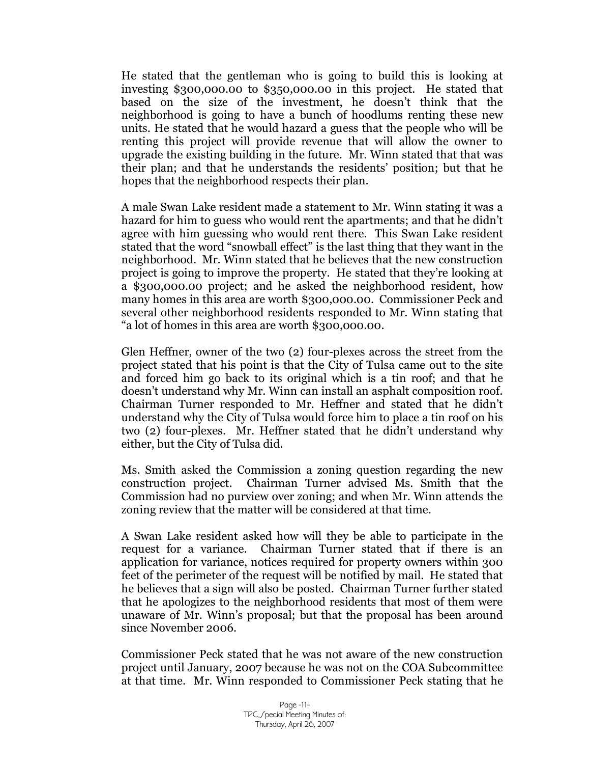He stated that the gentleman who is going to build this is looking at investing $300,000.00 to $350,000.00 in this project. He stated that based on the size of the investment, he doesn't think that the neighborhood is going to have a bunch of hoodlums renting these new units. He stated that he would hazard a guess that the people who will be renting this project will provide revenue that will allow the owner to upgrade the existing building in the future. Mr. Winn stated that that was their plan; and that he understands the residents' position; but that he hopes that the neighborhood respects their plan.

A male Swan Lake resident made a statement to Mr. Winn stating it was a hazard for him to guess who would rent the apartments; and that he didn't agree with him guessing who would rent there. This Swan Lake resident stated that the word "snowball effect" is the last thing that they want in the neighborhood. Mr. Winn stated that he believes that the new construction project is going to improve the property. He stated that they're looking at a $300,000.00 project; and he asked the neighborhood resident, how many homes in this area are worth $300,000.00. Commissioner Peck and several other neighborhood residents responded to Mr. Winn stating that "a lot of homes in this area are worth $300,000.00.

Glen Heffner, owner of the two (2) four-plexes across the street from the project stated that his point is that the City of Tulsa came out to the site and forced him go back to its original which is a tin roof; and that he doesn't understand why Mr. Winn can install an asphalt composition roof. Chairman Turner responded to Mr. Heffner and stated that he didn't understand why the City of Tulsa would force him to place a tin roof on his two (2) four-plexes. Mr. Heffner stated that he didn't understand why either, but the City of Tulsa did.

Ms. Smith asked the Commission a zoning question regarding the new construction project. Chairman Turner advised Ms. Smith that the Commission had no purview over zoning; and when Mr. Winn attends the zoning review that the matter will be considered at that time.

A Swan Lake resident asked how will they be able to participate in the request for a variance. Chairman Turner stated that if there is an application for variance, notices required for property owners within 300 feet of the perimeter of the request will be notified by mail. He stated that he believes that a sign will also be posted. Chairman Turner further stated that he apologizes to the neighborhood residents that most of them were unaware of Mr. Winn's proposal; but that the proposal has been around since November 2006.

Commissioner Peck stated that he was not aware of the new construction project until January, 2007 because he was not on the COA Subcommittee at that time. Mr. Winn responded to Commissioner Peck stating that he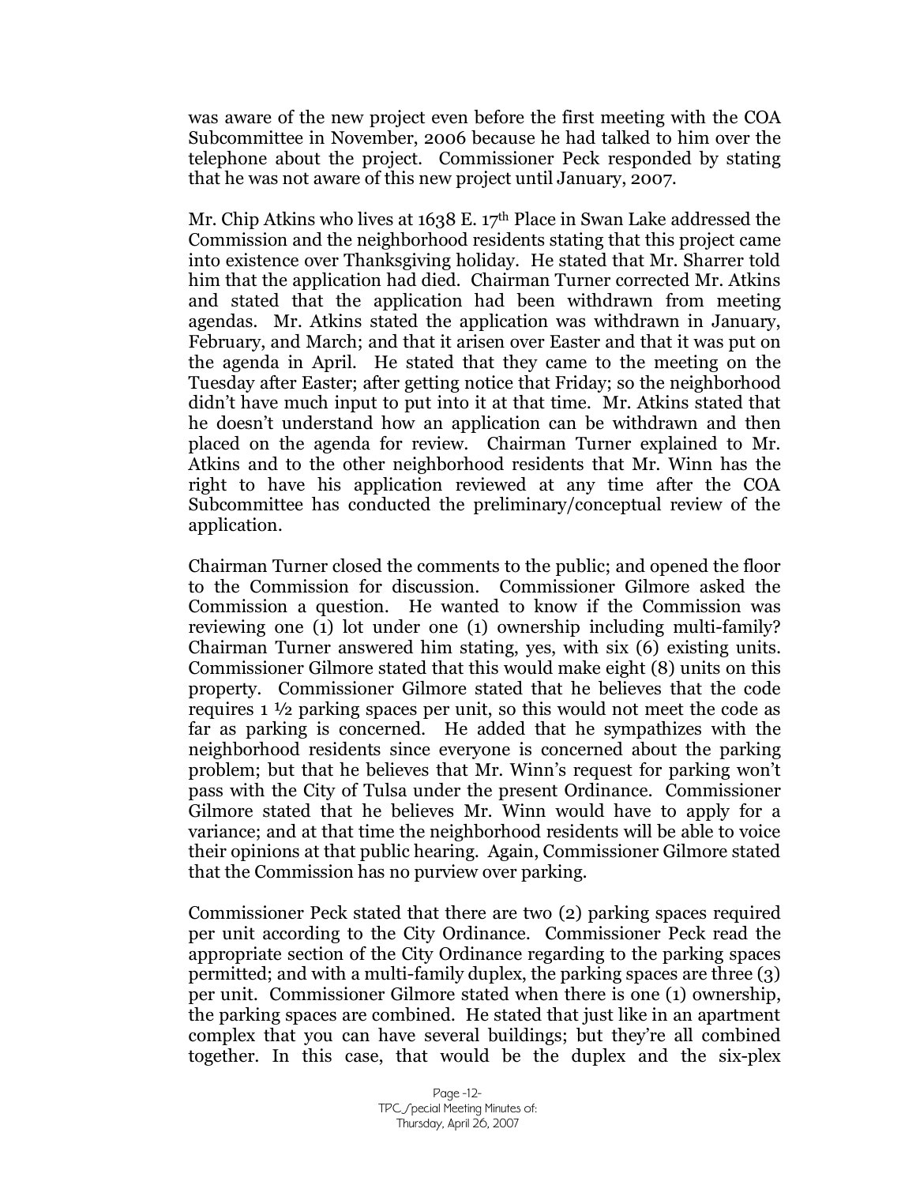was aware of the new project even before the first meeting with the COA Subcommittee in November, 2006 because he had talked to him over the telephone about the project. Commissioner Peck responded by stating that he was not aware of this new project until January, 2007.

Mr. Chip Atkins who lives at 1638 E. 17th Place in Swan Lake addressed the Commission and the neighborhood residents stating that this project came into existence over Thanksgiving holiday. He stated that Mr. Sharrer told him that the application had died. Chairman Turner corrected Mr. Atkins and stated that the application had been withdrawn from meeting agendas. Mr. Atkins stated the application was withdrawn in January, February, and March; and that it arisen over Easter and that it was put on the agenda in April. He stated that they came to the meeting on the Tuesday after Easter; after getting notice that Friday; so the neighborhood didn't have much input to put into it at that time. Mr. Atkins stated that he doesn't understand how an application can be withdrawn and then placed on the agenda for review. Chairman Turner explained to Mr. Atkins and to the other neighborhood residents that Mr. Winn has the right to have his application reviewed at any time after the COA Subcommittee has conducted the preliminary/conceptual review of the application.

Chairman Turner closed the comments to the public; and opened the floor to the Commission for discussion. Commissioner Gilmore asked the Commission a question. He wanted to know if the Commission was reviewing one (1) lot under one (1) ownership including multi-family? Chairman Turner answered him stating, yes, with six (6) existing units. Commissioner Gilmore stated that this would make eight (8) units on this property. Commissioner Gilmore stated that he believes that the code requires 1 ½ parking spaces per unit, so this would not meet the code as far as parking is concerned. He added that he sympathizes with the neighborhood residents since everyone is concerned about the parking problem; but that he believes that Mr. Winn's request for parking won't pass with the City of Tulsa under the present Ordinance. Commissioner Gilmore stated that he believes Mr. Winn would have to apply for a variance; and at that time the neighborhood residents will be able to voice their opinions at that public hearing. Again, Commissioner Gilmore stated that the Commission has no purview over parking.

Commissioner Peck stated that there are two (2) parking spaces required per unit according to the City Ordinance. Commissioner Peck read the appropriate section of the City Ordinance regarding to the parking spaces permitted; and with a multi-family duplex, the parking spaces are three (3) per unit. Commissioner Gilmore stated when there is one (1) ownership, the parking spaces are combined. He stated that just like in an apartment complex that you can have several buildings; but they're all combined together. In this case, that would be the duplex and the six-plex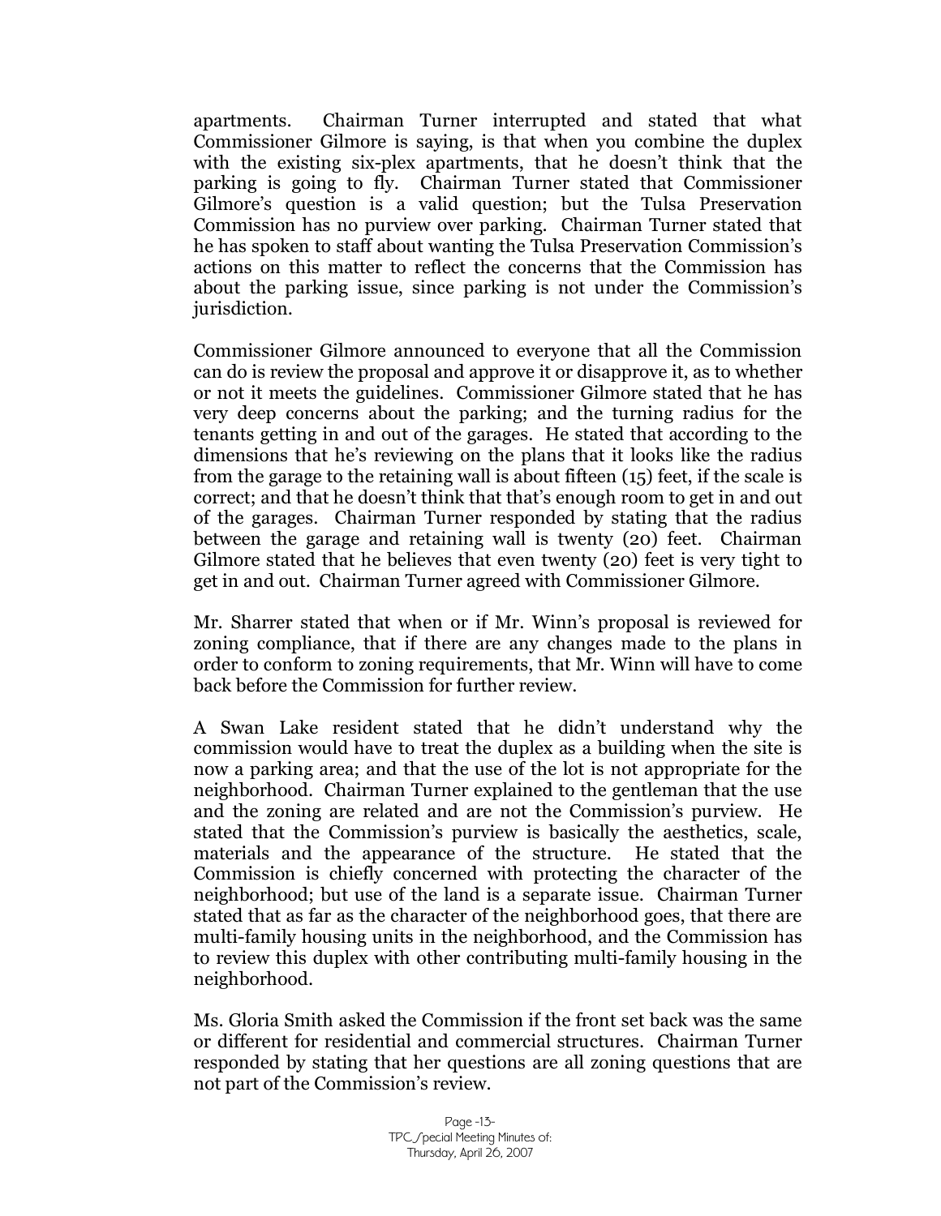apartments. Chairman Turner interrupted and stated that what Commissioner Gilmore is saying, is that when you combine the duplex with the existing six-plex apartments, that he doesn't think that the parking is going to fly. Chairman Turner stated that Commissioner Gilmore's question is a valid question; but the Tulsa Preservation Commission has no purview over parking. Chairman Turner stated that he has spoken to staff about wanting the Tulsa Preservation Commission's actions on this matter to reflect the concerns that the Commission has about the parking issue, since parking is not under the Commission's jurisdiction.

Commissioner Gilmore announced to everyone that all the Commission can do is review the proposal and approve it or disapprove it, as to whether or not it meets the guidelines. Commissioner Gilmore stated that he has very deep concerns about the parking; and the turning radius for the tenants getting in and out of the garages. He stated that according to the dimensions that he's reviewing on the plans that it looks like the radius from the garage to the retaining wall is about fifteen (15) feet, if the scale is correct; and that he doesn't think that that's enough room to get in and out of the garages. Chairman Turner responded by stating that the radius between the garage and retaining wall is twenty (20) feet. Chairman Gilmore stated that he believes that even twenty (20) feet is very tight to get in and out. Chairman Turner agreed with Commissioner Gilmore.

Mr. Sharrer stated that when or if Mr. Winn's proposal is reviewed for zoning compliance, that if there are any changes made to the plans in order to conform to zoning requirements, that Mr. Winn will have to come back before the Commission for further review.

A Swan Lake resident stated that he didn't understand why the commission would have to treat the duplex as a building when the site is now a parking area; and that the use of the lot is not appropriate for the neighborhood. Chairman Turner explained to the gentleman that the use and the zoning are related and are not the Commission's purview. He stated that the Commission's purview is basically the aesthetics, scale, materials and the appearance of the structure. He stated that the Commission is chiefly concerned with protecting the character of the neighborhood; but use of the land is a separate issue. Chairman Turner stated that as far as the character of the neighborhood goes, that there are multi-family housing units in the neighborhood, and the Commission has to review this duplex with other contributing multi-family housing in the neighborhood.

Ms. Gloria Smith asked the Commission if the front set back was the same or different for residential and commercial structures. Chairman Turner responded by stating that her questions are all zoning questions that are not part of the Commission's review.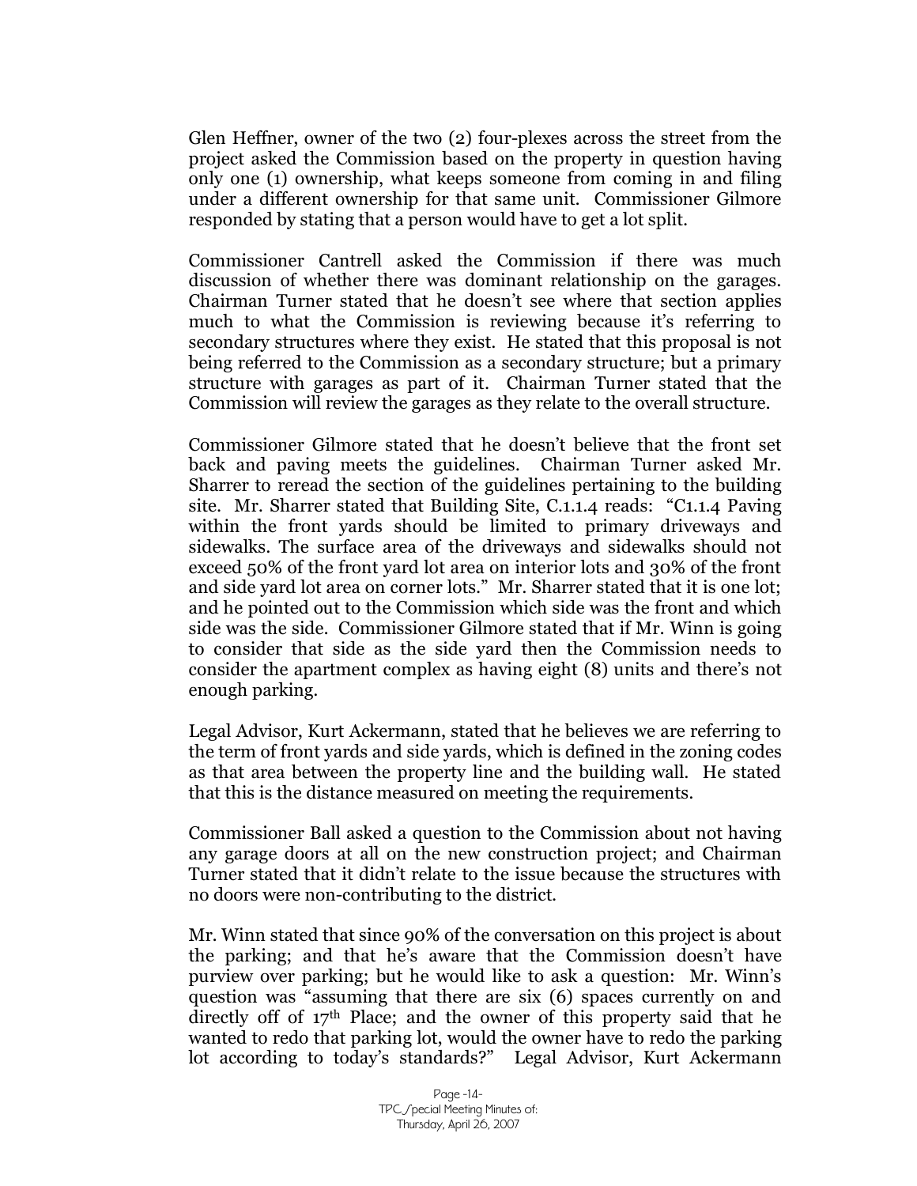Glen Heffner, owner of the two (2) four-plexes across the street from the project asked the Commission based on the property in question having only one (1) ownership, what keeps someone from coming in and filing under a different ownership for that same unit. Commissioner Gilmore responded by stating that a person would have to get a lot split.

Commissioner Cantrell asked the Commission if there was much discussion of whether there was dominant relationship on the garages. Chairman Turner stated that he doesn't see where that section applies much to what the Commission is reviewing because it's referring to secondary structures where they exist. He stated that this proposal is not being referred to the Commission as a secondary structure; but a primary structure with garages as part of it. Chairman Turner stated that the Commission will review the garages as they relate to the overall structure.

Commissioner Gilmore stated that he doesn't believe that the front set back and paving meets the guidelines. Chairman Turner asked Mr. Sharrer to reread the section of the guidelines pertaining to the building site. Mr. Sharrer stated that Building Site, C.1.1.4 reads: "C1.1.4 Paving within the front yards should be limited to primary driveways and sidewalks. The surface area of the driveways and sidewalks should not exceed 50% of the front yard lot area on interior lots and 30% of the front and side yard lot area on corner lots." Mr. Sharrer stated that it is one lot; and he pointed out to the Commission which side was the front and which side was the side. Commissioner Gilmore stated that if Mr. Winn is going to consider that side as the side yard then the Commission needs to consider the apartment complex as having eight (8) units and there's not enough parking.

Legal Advisor, Kurt Ackermann, stated that he believes we are referring to the term of front yards and side yards, which is defined in the zoning codes as that area between the property line and the building wall. He stated that this is the distance measured on meeting the requirements.

Commissioner Ball asked a question to the Commission about not having any garage doors at all on the new construction project; and Chairman Turner stated that it didn't relate to the issue because the structures with no doors were non-contributing to the district.

Mr. Winn stated that since 90% of the conversation on this project is about the parking; and that he's aware that the Commission doesn't have purview over parking; but he would like to ask a question: Mr. Winn's question was "assuming that there are six (6) spaces currently on and directly off of 17th Place; and the owner of this property said that he wanted to redo that parking lot, would the owner have to redo the parking lot according to today's standards?" Legal Advisor, Kurt Ackermann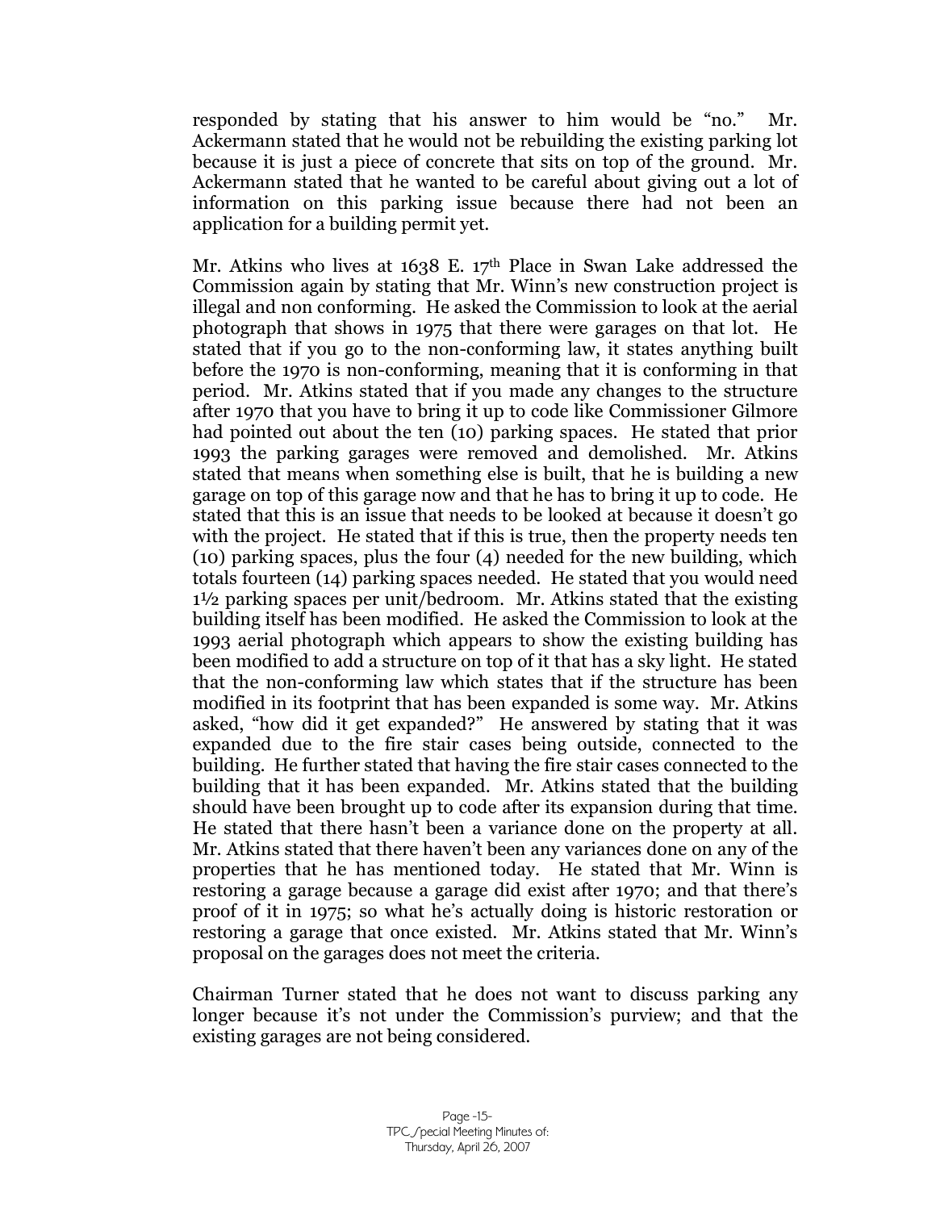responded by stating that his answer to him would be "no." Mr. Ackermann stated that he would not be rebuilding the existing parking lot because it is just a piece of concrete that sits on top of the ground. Mr. Ackermann stated that he wanted to be careful about giving out a lot of information on this parking issue because there had not been an application for a building permit yet.

Mr. Atkins who lives at 1638 E. 17th Place in Swan Lake addressed the Commission again by stating that Mr. Winn's new construction project is illegal and non conforming. He asked the Commission to look at the aerial photograph that shows in 1975 that there were garages on that lot. He stated that if you go to the non-conforming law, it states anything built before the 1970 is non-conforming, meaning that it is conforming in that period. Mr. Atkins stated that if you made any changes to the structure after 1970 that you have to bring it up to code like Commissioner Gilmore had pointed out about the ten (10) parking spaces. He stated that prior 1993 the parking garages were removed and demolished. Mr. Atkins stated that means when something else is built, that he is building a new garage on top of this garage now and that he has to bring it up to code. He stated that this is an issue that needs to be looked at because it doesn't go with the project. He stated that if this is true, then the property needs ten (10) parking spaces, plus the four (4) needed for the new building, which totals fourteen (14) parking spaces needed. He stated that you would need 1½ parking spaces per unit/bedroom. Mr. Atkins stated that the existing building itself has been modified. He asked the Commission to look at the 1993 aerial photograph which appears to show the existing building has been modified to add a structure on top of it that has a sky light. He stated that the non-conforming law which states that if the structure has been modified in its footprint that has been expanded is some way. Mr. Atkins asked, "how did it get expanded?" He answered by stating that it was expanded due to the fire stair cases being outside, connected to the building. He further stated that having the fire stair cases connected to the building that it has been expanded. Mr. Atkins stated that the building should have been brought up to code after its expansion during that time. He stated that there hasn't been a variance done on the property at all. Mr. Atkins stated that there haven't been any variances done on any of the properties that he has mentioned today. He stated that Mr. Winn is restoring a garage because a garage did exist after 1970; and that there's proof of it in 1975; so what he's actually doing is historic restoration or restoring a garage that once existed. Mr. Atkins stated that Mr. Winn's proposal on the garages does not meet the criteria.

Chairman Turner stated that he does not want to discuss parking any longer because it's not under the Commission's purview; and that the existing garages are not being considered.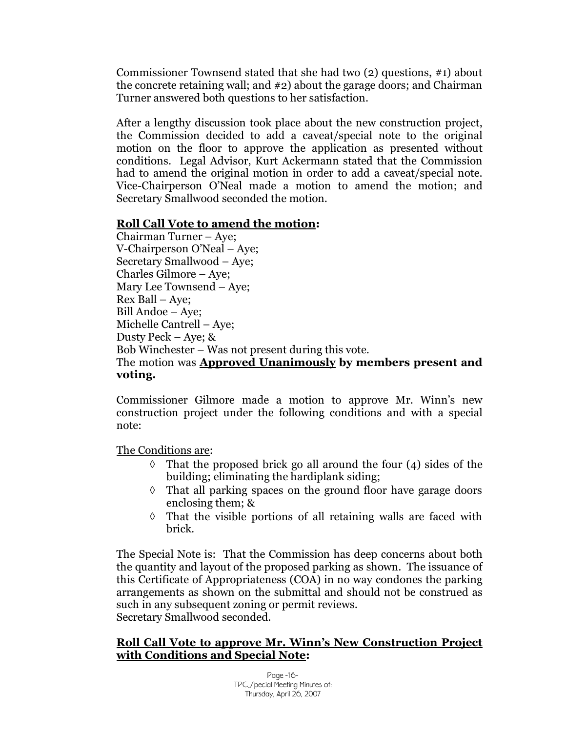Commissioner Townsend stated that she had two (2) questions, #1) about the concrete retaining wall; and #2) about the garage doors; and Chairman Turner answered both questions to her satisfaction.

After a lengthy discussion took place about the new construction project, the Commission decided to add a caveat/special note to the original motion on the floor to approve the application as presented without conditions. Legal Advisor, Kurt Ackermann stated that the Commission had to amend the original motion in order to add a caveat/special note. Vice-Chairperson O'Neal made a motion to amend the motion; and Secretary Smallwood seconded the motion.

**Roll Call Vote to amend the motion:**

Chairman Turner – Aye;
V-Chairperson O'Neal – Aye;
Secretary Smallwood – Aye;
Charles Gilmore – Aye;
Mary Lee Townsend – Aye;
Rex Ball – Aye;
Bill Andoe – Aye;
Michelle Cantrell – Aye;
Dusty Peck – Aye; &
Bob Winchester – Was not present during this vote.
The motion was **Approved Unanimously by members present and voting.**

Commissioner Gilmore made a motion to approve Mr. Winn's new construction project under the following conditions and with a special note:

The Conditions are:

- ◊ That the proposed brick go all around the four (4) sides of the building; eliminating the hardiplank siding;
- ◊ That all parking spaces on the ground floor have garage doors enclosing them; &
- ◊ That the visible portions of all retaining walls are faced with brick.

The Special Note is: That the Commission has deep concerns about both the quantity and layout of the proposed parking as shown. The issuance of this Certificate of Appropriateness (COA) in no way condones the parking arrangements as shown on the submittal and should not be construed as such in any subsequent zoning or permit reviews.
Secretary Smallwood seconded.

**Roll Call Vote to approve Mr. Winn's New Construction Project with Conditions and Special Note:**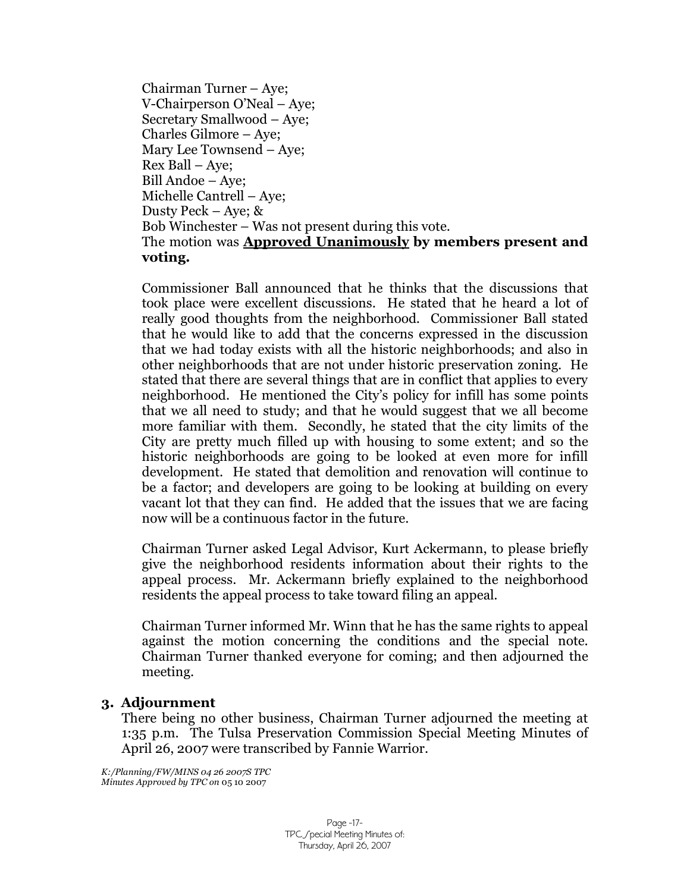Chairman Turner – Aye;
V-Chairperson O'Neal – Aye;
Secretary Smallwood – Aye;
Charles Gilmore – Aye;
Mary Lee Townsend – Aye;
Rex Ball – Aye;
Bill Andoe – Aye;
Michelle Cantrell – Aye;
Dusty Peck – Aye; &
Bob Winchester – Was not present during this vote.
The motion was **Approved Unanimously by members present and voting.**

Commissioner Ball announced that he thinks that the discussions that took place were excellent discussions. He stated that he heard a lot of really good thoughts from the neighborhood. Commissioner Ball stated that he would like to add that the concerns expressed in the discussion that we had today exists with all the historic neighborhoods; and also in other neighborhoods that are not under historic preservation zoning. He stated that there are several things that are in conflict that applies to every neighborhood. He mentioned the City's policy for infill has some points that we all need to study; and that he would suggest that we all become more familiar with them. Secondly, he stated that the city limits of the City are pretty much filled up with housing to some extent; and so the historic neighborhoods are going to be looked at even more for infill development. He stated that demolition and renovation will continue to be a factor; and developers are going to be looking at building on every vacant lot that they can find. He added that the issues that we are facing now will be a continuous factor in the future.

Chairman Turner asked Legal Advisor, Kurt Ackermann, to please briefly give the neighborhood residents information about their rights to the appeal process. Mr. Ackermann briefly explained to the neighborhood residents the appeal process to take toward filing an appeal.

Chairman Turner informed Mr. Winn that he has the same rights to appeal against the motion concerning the conditions and the special note. Chairman Turner thanked everyone for coming; and then adjourned the meeting.

### 3. Adjournment

There being no other business, Chairman Turner adjourned the meeting at 1:35 p.m. The Tulsa Preservation Commission Special Meeting Minutes of April 26, 2007 were transcribed by Fannie Warrior.

*K:/Planning/FW/MINS 04 26 2007S TPC*
*Minutes Approved by TPC on* 05 10 2007